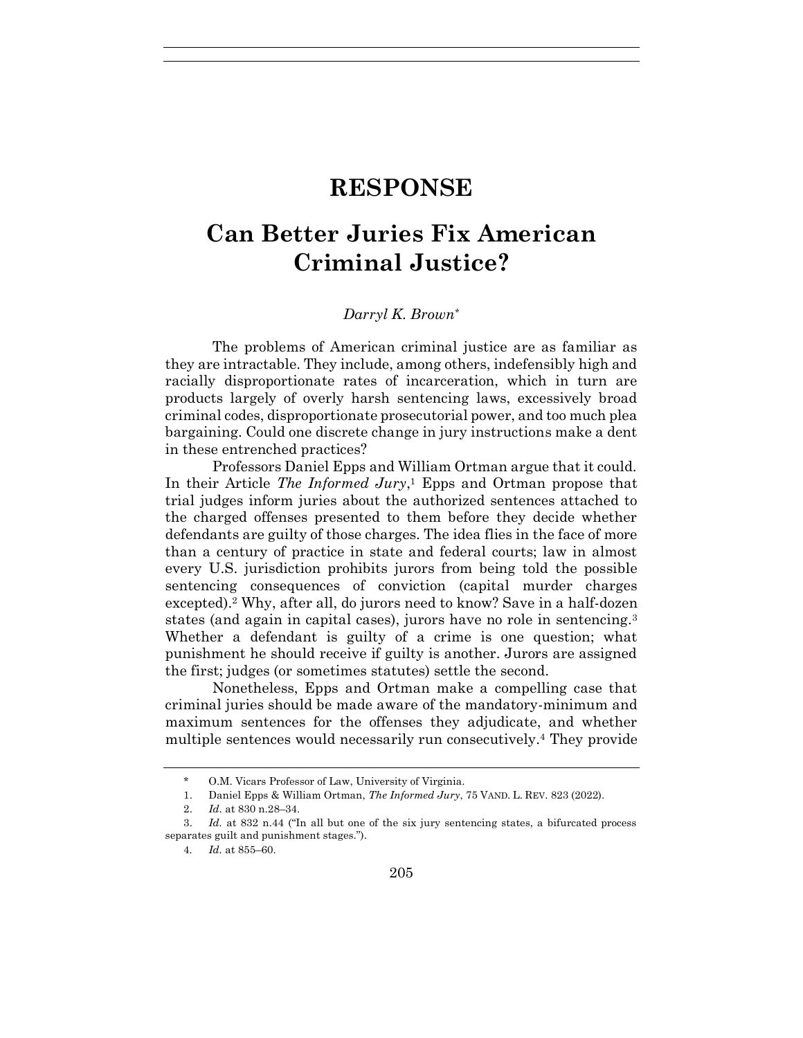# RESPONSE

# Can Better Juries Fix American Criminal Justice?

*Darryl K. Brown*\*

The problems of American criminal justice are as familiar as they are intractable. They include, among others, indefensibly high and racially disproportionate rates of incarceration, which in turn are products largely of overly harsh sentencing laws, excessively broad criminal codes, disproportionate prosecutorial power, and too much plea bargaining. Could one discrete change in jury instructions make a dent in these entrenched practices?

Professors Daniel Epps and William Ortman argue that it could. In their Article *The Informed Jury*,[1] Epps and Ortman propose that trial judges inform juries about the authorized sentences attached to the charged offenses presented to them before they decide whether defendants are guilty of those charges. The idea flies in the face of more than a century of practice in state and federal courts; law in almost every U.S. jurisdiction prohibits jurors from being told the possible sentencing consequences of conviction (capital murder charges excepted).[2] Why, after all, do jurors need to know? Save in a half-dozen states (and again in capital cases), jurors have no role in sentencing.[3] Whether a defendant is guilty of a crime is one question; what punishment he should receive if guilty is another. Jurors are assigned the first; judges (or sometimes statutes) settle the second.

Nonetheless, Epps and Ortman make a compelling case that criminal juries should be made aware of the mandatory-minimum and maximum sentences for the offenses they adjudicate, and whether multiple sentences would necessarily run consecutively.[4] They provide

---

\* O.M. Vicars Professor of Law, University of Virginia.

1. Daniel Epps & William Ortman, *The Informed Jury*, 75 VAND. L. REV. 823 (2022).

2. *Id.* at 830 n.28–34.

3. *Id.* at 832 n.44 ("In all but one of the six jury sentencing states, a bifurcated process separates guilt and punishment stages.").

4. *Id.* at 855–60.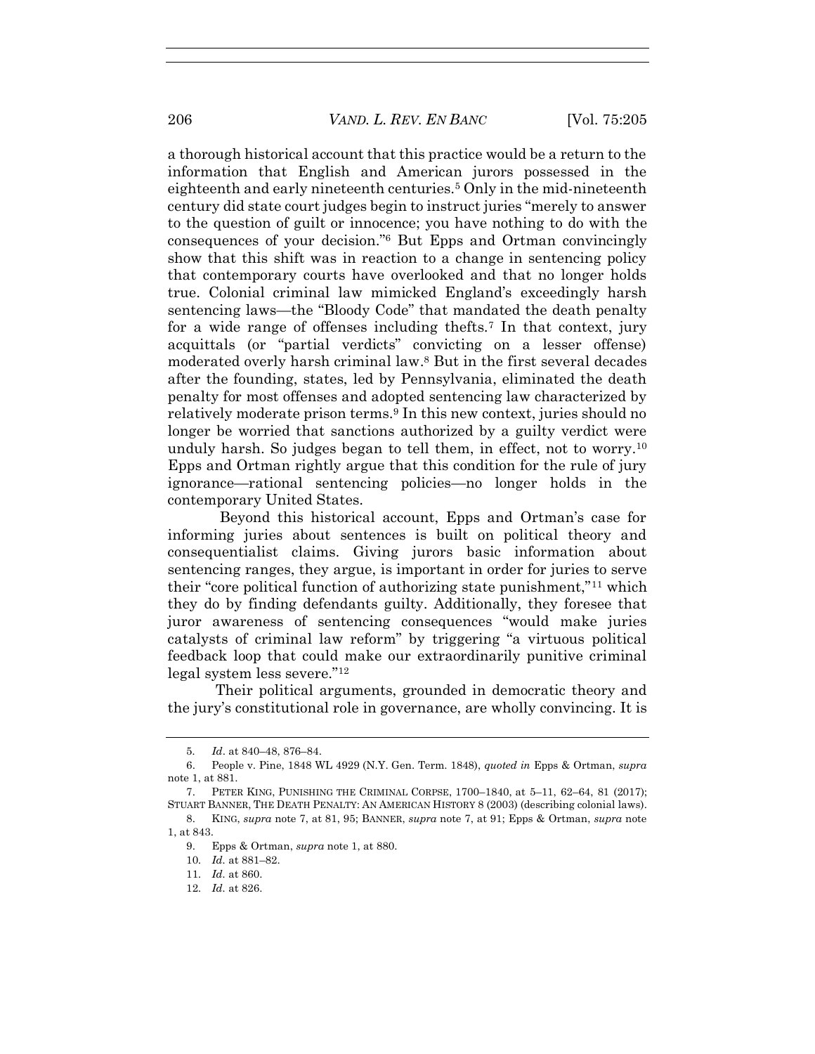a thorough historical account that this practice would be a return to the information that English and American jurors possessed in the eighteenth and early nineteenth centuries.[5] Only in the mid-nineteenth century did state court judges begin to instruct juries "merely to answer to the question of guilt or innocence; you have nothing to do with the consequences of your decision."[6] But Epps and Ortman convincingly show that this shift was in reaction to a change in sentencing policy that contemporary courts have overlooked and that no longer holds true. Colonial criminal law mimicked England's exceedingly harsh sentencing laws—the "Bloody Code" that mandated the death penalty for a wide range of offenses including thefts.[7] In that context, jury acquittals (or "partial verdicts" convicting on a lesser offense) moderated overly harsh criminal law.[8] But in the first several decades after the founding, states, led by Pennsylvania, eliminated the death penalty for most offenses and adopted sentencing law characterized by relatively moderate prison terms.[9] In this new context, juries should no longer be worried that sanctions authorized by a guilty verdict were unduly harsh. So judges began to tell them, in effect, not to worry.[10] Epps and Ortman rightly argue that this condition for the rule of jury ignorance—rational sentencing policies—no longer holds in the contemporary United States.

Beyond this historical account, Epps and Ortman's case for informing juries about sentences is built on political theory and consequentialist claims. Giving jurors basic information about sentencing ranges, they argue, is important in order for juries to serve their "core political function of authorizing state punishment,"[11] which they do by finding defendants guilty. Additionally, they foresee that juror awareness of sentencing consequences "would make juries catalysts of criminal law reform" by triggering "a virtuous political feedback loop that could make our extraordinarily punitive criminal legal system less severe."[12]

Their political arguments, grounded in democratic theory and the jury's constitutional role in governance, are wholly convincing. It is

---

5. *Id*. at 840–48, 876–84.

6. People v. Pine, 1848 WL 4929 (N.Y. Gen. Term. 1848), *quoted in* Epps & Ortman, *supra* note 1, at 881.

7. PETER KING, PUNISHING THE CRIMINAL CORPSE, 1700–1840, at 5–11, 62–64, 81 (2017); STUART BANNER, THE DEATH PENALTY: AN AMERICAN HISTORY 8 (2003) (describing colonial laws).

8. KING, *supra* note 7, at 81, 95; BANNER, *supra* note 7, at 91; Epps & Ortman, *supra* note 1, at 843.

9. Epps & Ortman, *supra* note 1, at 880.

10. *Id*. at 881–82.

11. *Id*. at 860.

12. *Id*. at 826.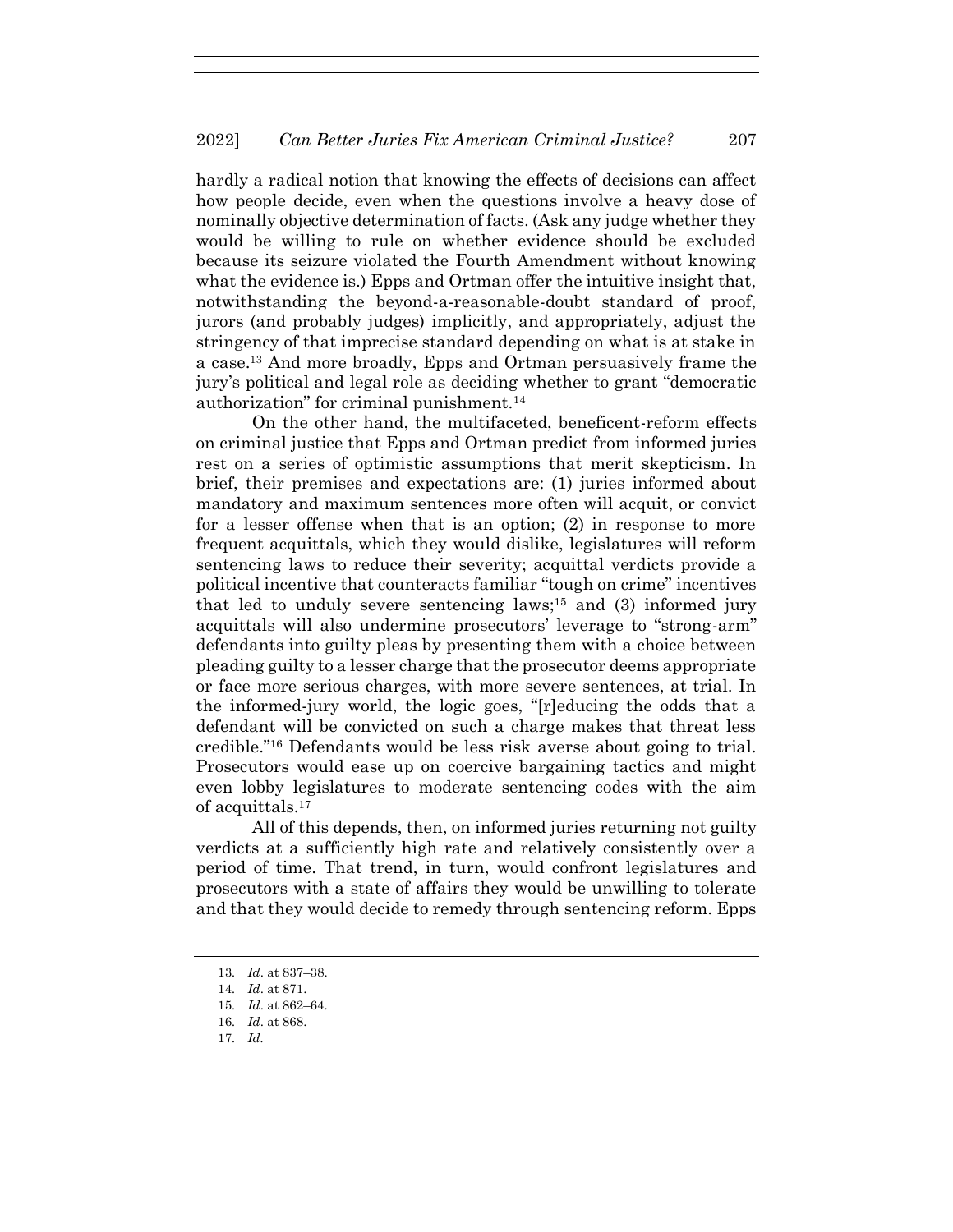hardly a radical notion that knowing the effects of decisions can affect how people decide, even when the questions involve a heavy dose of nominally objective determination of facts. (Ask any judge whether they would be willing to rule on whether evidence should be excluded because its seizure violated the Fourth Amendment without knowing what the evidence is.) Epps and Ortman offer the intuitive insight that, notwithstanding the beyond-a-reasonable-doubt standard of proof, jurors (and probably judges) implicitly, and appropriately, adjust the stringency of that imprecise standard depending on what is at stake in a case.[13] And more broadly, Epps and Ortman persuasively frame the jury's political and legal role as deciding whether to grant "democratic authorization" for criminal punishment.[14]

On the other hand, the multifaceted, beneficent-reform effects on criminal justice that Epps and Ortman predict from informed juries rest on a series of optimistic assumptions that merit skepticism. In brief, their premises and expectations are: (1) juries informed about mandatory and maximum sentences more often will acquit, or convict for a lesser offense when that is an option; (2) in response to more frequent acquittals, which they would dislike, legislatures will reform sentencing laws to reduce their severity; acquittal verdicts provide a political incentive that counteracts familiar "tough on crime" incentives that led to unduly severe sentencing laws;[15] and (3) informed jury acquittals will also undermine prosecutors' leverage to "strong-arm" defendants into guilty pleas by presenting them with a choice between pleading guilty to a lesser charge that the prosecutor deems appropriate or face more serious charges, with more severe sentences, at trial. In the informed-jury world, the logic goes, "[r]educing the odds that a defendant will be convicted on such a charge makes that threat less credible."[16] Defendants would be less risk averse about going to trial. Prosecutors would ease up on coercive bargaining tactics and might even lobby legislatures to moderate sentencing codes with the aim of acquittals.[17]

All of this depends, then, on informed juries returning not guilty verdicts at a sufficiently high rate and relatively consistently over a period of time. That trend, in turn, would confront legislatures and prosecutors with a state of affairs they would be unwilling to tolerate and that they would decide to remedy through sentencing reform. Epps

13. *Id*. at 837–38.

14. *Id*. at 871.

15. *Id*. at 862–64.

16. *Id*. at 868.

17. *Id*.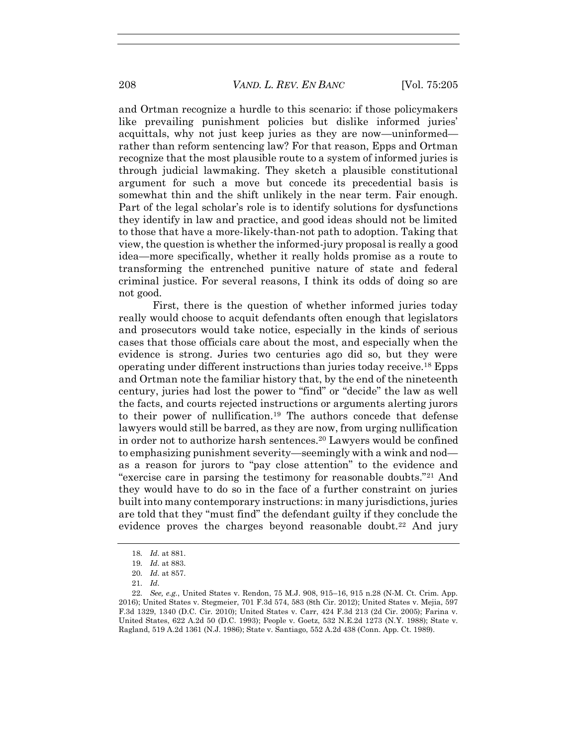and Ortman recognize a hurdle to this scenario: if those policymakers like prevailing punishment policies but dislike informed juries' acquittals, why not just keep juries as they are now—uninformed—rather than reform sentencing law? For that reason, Epps and Ortman recognize that the most plausible route to a system of informed juries is through judicial lawmaking. They sketch a plausible constitutional argument for such a move but concede its precedential basis is somewhat thin and the shift unlikely in the near term. Fair enough. Part of the legal scholar's role is to identify solutions for dysfunctions they identify in law and practice, and good ideas should not be limited to those that have a more-likely-than-not path to adoption. Taking that view, the question is whether the informed-jury proposal is really a good idea—more specifically, whether it really holds promise as a route to transforming the entrenched punitive nature of state and federal criminal justice. For several reasons, I think its odds of doing so are not good.

First, there is the question of whether informed juries today really would choose to acquit defendants often enough that legislators and prosecutors would take notice, especially in the kinds of serious cases that those officials care about the most, and especially when the evidence is strong. Juries two centuries ago did so, but they were operating under different instructions than juries today receive.[18] Epps and Ortman note the familiar history that, by the end of the nineteenth century, juries had lost the power to "find" or "decide" the law as well the facts, and courts rejected instructions or arguments alerting jurors to their power of nullification.[19] The authors concede that defense lawyers would still be barred, as they are now, from urging nullification in order not to authorize harsh sentences.[20] Lawyers would be confined to emphasizing punishment severity—seemingly with a wink and nod—as a reason for jurors to "pay close attention" to the evidence and "exercise care in parsing the testimony for reasonable doubts."[21] And they would have to do so in the face of a further constraint on juries built into many contemporary instructions: in many jurisdictions, juries are told that they "must find" the defendant guilty if they conclude the evidence proves the charges beyond reasonable doubt.[22] And jury

18. *Id.* at 881.

19. *Id.* at 883.

20. *Id.* at 857.

21. *Id.*

22. *See, e.g.*, United States v. Rendon, 75 M.J. 908, 915–16, 915 n.28 (N-M. Ct. Crim. App. 2016); United States v. Stegmeier, 701 F.3d 574, 583 (8th Cir. 2012); United States v. Mejia, 597 F.3d 1329, 1340 (D.C. Cir. 2010); United States v. Carr, 424 F.3d 213 (2d Cir. 2005); Farina v. United States, 622 A.2d 50 (D.C. 1993); People v. Goetz, 532 N.E.2d 1273 (N.Y. 1988); State v. Ragland, 519 A.2d 1361 (N.J. 1986); State v. Santiago, 552 A.2d 438 (Conn. App. Ct. 1989).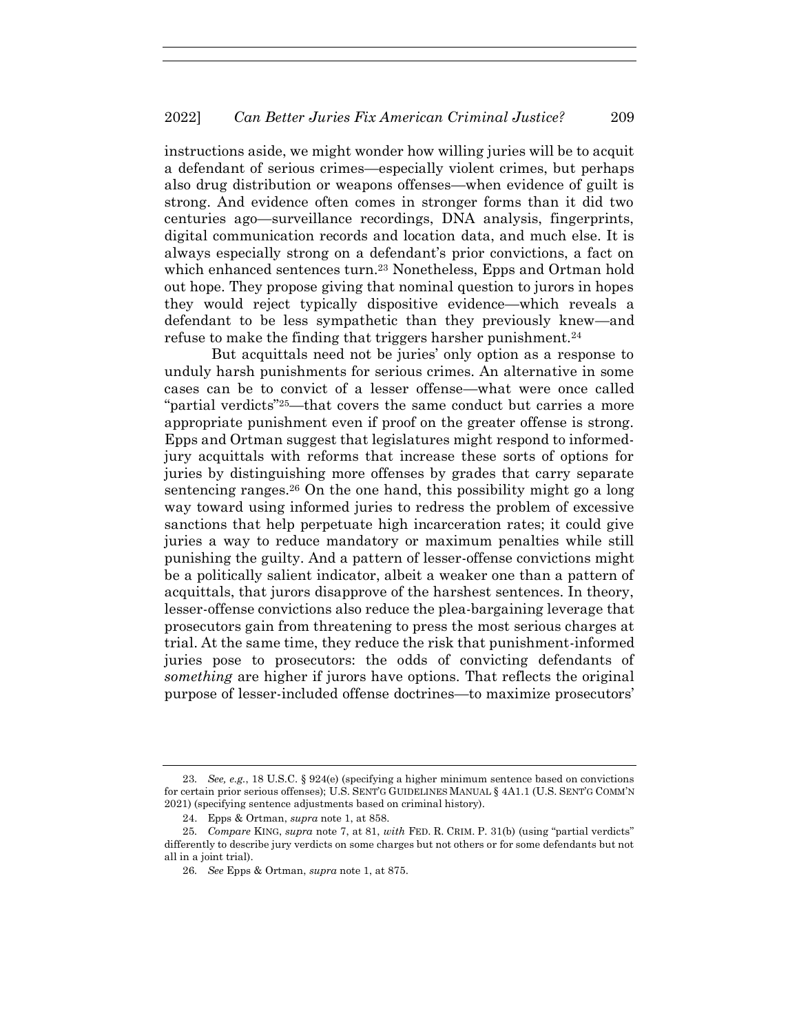instructions aside, we might wonder how willing juries will be to acquit a defendant of serious crimes—especially violent crimes, but perhaps also drug distribution or weapons offenses—when evidence of guilt is strong. And evidence often comes in stronger forms than it did two centuries ago—surveillance recordings, DNA analysis, fingerprints, digital communication records and location data, and much else. It is always especially strong on a defendant's prior convictions, a fact on which enhanced sentences turn.[23] Nonetheless, Epps and Ortman hold out hope. They propose giving that nominal question to jurors in hopes they would reject typically dispositive evidence—which reveals a defendant to be less sympathetic than they previously knew—and refuse to make the finding that triggers harsher punishment.[24]

But acquittals need not be juries' only option as a response to unduly harsh punishments for serious crimes. An alternative in some cases can be to convict of a lesser offense—what were once called "partial verdicts"[25]—that covers the same conduct but carries a more appropriate punishment even if proof on the greater offense is strong. Epps and Ortman suggest that legislatures might respond to informed-jury acquittals with reforms that increase these sorts of options for juries by distinguishing more offenses by grades that carry separate sentencing ranges.[26] On the one hand, this possibility might go a long way toward using informed juries to redress the problem of excessive sanctions that help perpetuate high incarceration rates; it could give juries a way to reduce mandatory or maximum penalties while still punishing the guilty. And a pattern of lesser-offense convictions might be a politically salient indicator, albeit a weaker one than a pattern of acquittals, that jurors disapprove of the harshest sentences. In theory, lesser-offense convictions also reduce the plea-bargaining leverage that prosecutors gain from threatening to press the most serious charges at trial. At the same time, they reduce the risk that punishment-informed juries pose to prosecutors: the odds of convicting defendants of *something* are higher if jurors have options. That reflects the original purpose of lesser-included offense doctrines—to maximize prosecutors'

---

23. *See, e.g.*, 18 U.S.C. § 924(e) (specifying a higher minimum sentence based on convictions for certain prior serious offenses); U.S. SENT'G GUIDELINES MANUAL § 4A1.1 (U.S. SENT'G COMM'N 2021) (specifying sentence adjustments based on criminal history).

24. Epps & Ortman, *supra* note 1, at 858.

25. *Compare* KING, *supra* note 7, at 81, *with* FED. R. CRIM. P. 31(b) (using "partial verdicts" differently to describe jury verdicts on some charges but not others or for some defendants but not all in a joint trial).

26. *See* Epps & Ortman, *supra* note 1, at 875.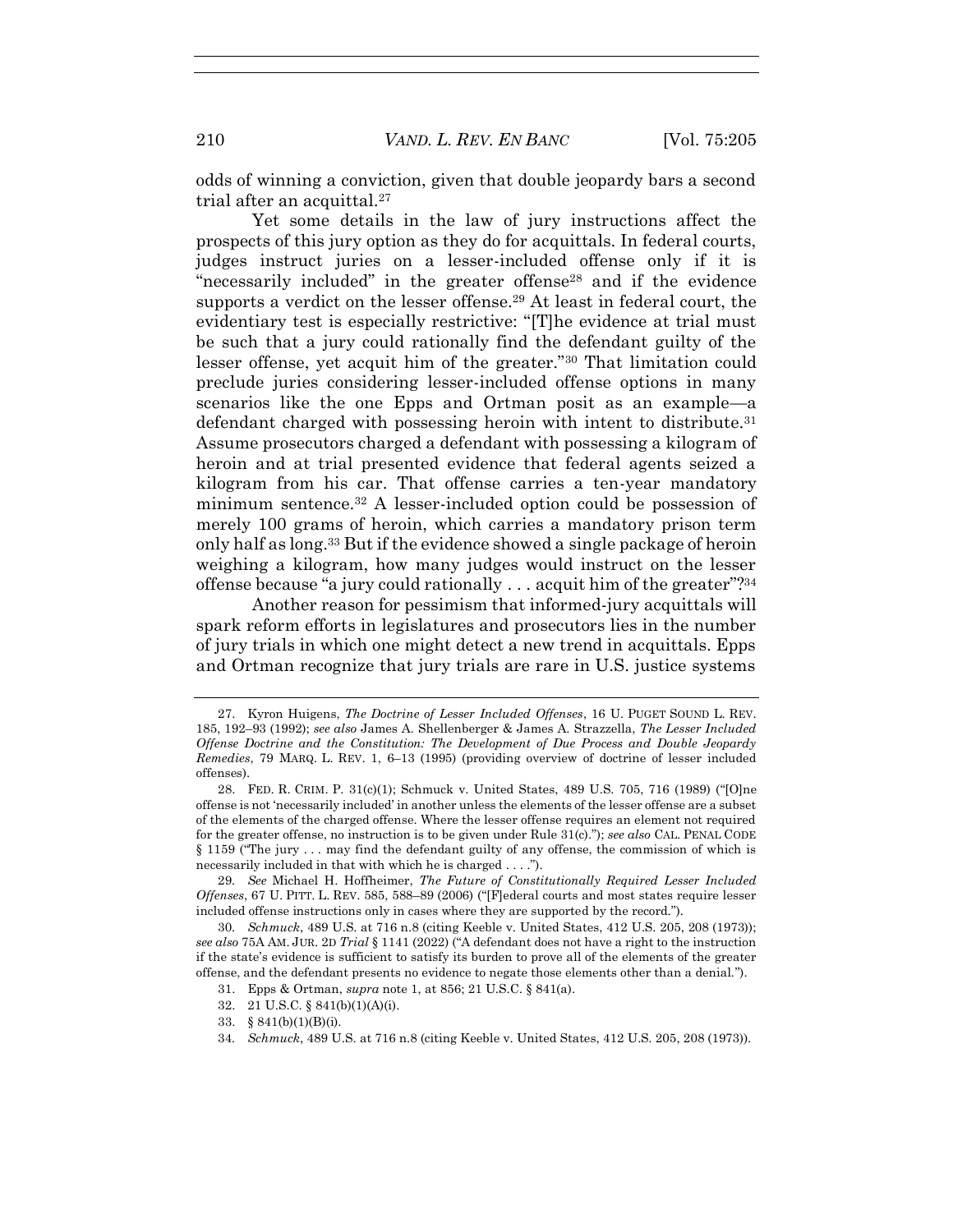odds of winning a conviction, given that double jeopardy bars a second trial after an acquittal.[27]

Yet some details in the law of jury instructions affect the prospects of this jury option as they do for acquittals. In federal courts, judges instruct juries on a lesser-included offense only if it is "necessarily included" in the greater offense[28] and if the evidence supports a verdict on the lesser offense.[29] At least in federal court, the evidentiary test is especially restrictive: "[T]he evidence at trial must be such that a jury could rationally find the defendant guilty of the lesser offense, yet acquit him of the greater."[30] That limitation could preclude juries considering lesser-included offense options in many scenarios like the one Epps and Ortman posit as an example—a defendant charged with possessing heroin with intent to distribute.[31] Assume prosecutors charged a defendant with possessing a kilogram of heroin and at trial presented evidence that federal agents seized a kilogram from his car. That offense carries a ten-year mandatory minimum sentence.[32] A lesser-included option could be possession of merely 100 grams of heroin, which carries a mandatory prison term only half as long.[33] But if the evidence showed a single package of heroin weighing a kilogram, how many judges would instruct on the lesser offense because "a jury could rationally . . . acquit him of the greater"?[34]

Another reason for pessimism that informed-jury acquittals will spark reform efforts in legislatures and prosecutors lies in the number of jury trials in which one might detect a new trend in acquittals. Epps and Ortman recognize that jury trials are rare in U.S. justice systems

---

27. Kyron Huigens, *The Doctrine of Lesser Included Offenses*, 16 U. PUGET SOUND L. REV. 185, 192–93 (1992); *see also* James A. Shellenberger & James A. Strazzella, *The Lesser Included Offense Doctrine and the Constitution: The Development of Due Process and Double Jeopardy Remedies*, 79 MARQ. L. REV. 1, 6–13 (1995) (providing overview of doctrine of lesser included offenses).

28. FED. R. CRIM. P. 31(c)(1); Schmuck v. United States, 489 U.S. 705, 716 (1989) ("[O]ne offense is not 'necessarily included' in another unless the elements of the lesser offense are a subset of the elements of the charged offense. Where the lesser offense requires an element not required for the greater offense, no instruction is to be given under Rule 31(c)."); *see also* CAL. PENAL CODE § 1159 ("The jury . . . may find the defendant guilty of any offense, the commission of which is necessarily included in that with which he is charged . . . .").

29. *See* Michael H. Hoffheimer, *The Future of Constitutionally Required Lesser Included Offenses*, 67 U. PITT. L. REV. 585, 588–89 (2006) ("[F]ederal courts and most states require lesser included offense instructions only in cases where they are supported by the record.").

30. *Schmuck*, 489 U.S. at 716 n.8 (citing Keeble v. United States, 412 U.S. 205, 208 (1973)); *see also* 75A AM. JUR. 2D *Trial* § 1141 (2022) ("A defendant does not have a right to the instruction if the state's evidence is sufficient to satisfy its burden to prove all of the elements of the greater offense, and the defendant presents no evidence to negate those elements other than a denial.").

31. Epps & Ortman, *supra* note 1, at 856; 21 U.S.C. § 841(a).

32. 21 U.S.C. § 841(b)(1)(A)(i).

33. § 841(b)(1)(B)(i).

34. *Schmuck*, 489 U.S. at 716 n.8 (citing Keeble v. United States, 412 U.S. 205, 208 (1973)).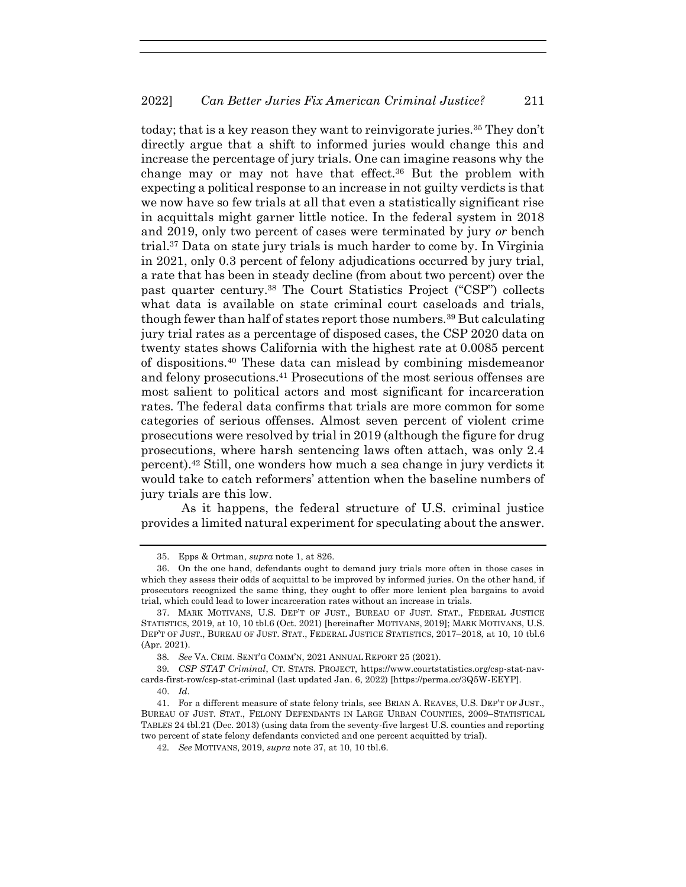today; that is a key reason they want to reinvigorate juries.[35] They don't directly argue that a shift to informed juries would change this and increase the percentage of jury trials. One can imagine reasons why the change may or may not have that effect.[36] But the problem with expecting a political response to an increase in not guilty verdicts is that we now have so few trials at all that even a statistically significant rise in acquittals might garner little notice. In the federal system in 2018 and 2019, only two percent of cases were terminated by jury *or* bench trial.[37] Data on state jury trials is much harder to come by. In Virginia in 2021, only 0.3 percent of felony adjudications occurred by jury trial, a rate that has been in steady decline (from about two percent) over the past quarter century.[38] The Court Statistics Project ("CSP") collects what data is available on state criminal court caseloads and trials, though fewer than half of states report those numbers.[39] But calculating jury trial rates as a percentage of disposed cases, the CSP 2020 data on twenty states shows California with the highest rate at 0.0085 percent of dispositions.[40] These data can mislead by combining misdemeanor and felony prosecutions.[41] Prosecutions of the most serious offenses are most salient to political actors and most significant for incarceration rates. The federal data confirms that trials are more common for some categories of serious offenses. Almost seven percent of violent crime prosecutions were resolved by trial in 2019 (although the figure for drug prosecutions, where harsh sentencing laws often attach, was only 2.4 percent).[42] Still, one wonders how much a sea change in jury verdicts it would take to catch reformers' attention when the baseline numbers of jury trials are this low.

As it happens, the federal structure of U.S. criminal justice provides a limited natural experiment for speculating about the answer.

---

35. Epps & Ortman, *supra* note 1, at 826.

36. On the one hand, defendants ought to demand jury trials more often in those cases in which they assess their odds of acquittal to be improved by informed juries. On the other hand, if prosecutors recognized the same thing, they ought to offer more lenient plea bargains to avoid trial, which could lead to lower incarceration rates without an increase in trials.

37. MARK MOTIVANS, U.S. DEP'T OF JUST., BUREAU OF JUST. STAT., FEDERAL JUSTICE STATISTICS, 2019, at 10, 10 tbl.6 (Oct. 2021) [hereinafter MOTIVANS, 2019]; MARK MOTIVANS, U.S. DEP'T OF JUST., BUREAU OF JUST. STAT., FEDERAL JUSTICE STATISTICS, 2017–2018, at 10, 10 tbl.6 (Apr. 2021).

38. *See* VA. CRIM. SENT'G COMM'N, 2021 ANNUAL REPORT 25 (2021).

39. *CSP STAT Criminal*, CT. STATS. PROJECT, https://www.courtstatistics.org/csp-stat-nav-cards-first-row/csp-stat-criminal (last updated Jan. 6, 2022) [https://perma.cc/3Q5W-EEYP].

40. *Id.*

41. For a different measure of state felony trials, see BRIAN A. REAVES, U.S. DEP'T OF JUST., BUREAU OF JUST. STAT., FELONY DEFENDANTS IN LARGE URBAN COUNTIES, 2009–STATISTICAL TABLES 24 tbl.21 (Dec. 2013) (using data from the seventy-five largest U.S. counties and reporting two percent of state felony defendants convicted and one percent acquitted by trial).

42. *See* MOTIVANS, 2019, *supra* note 37, at 10, 10 tbl.6.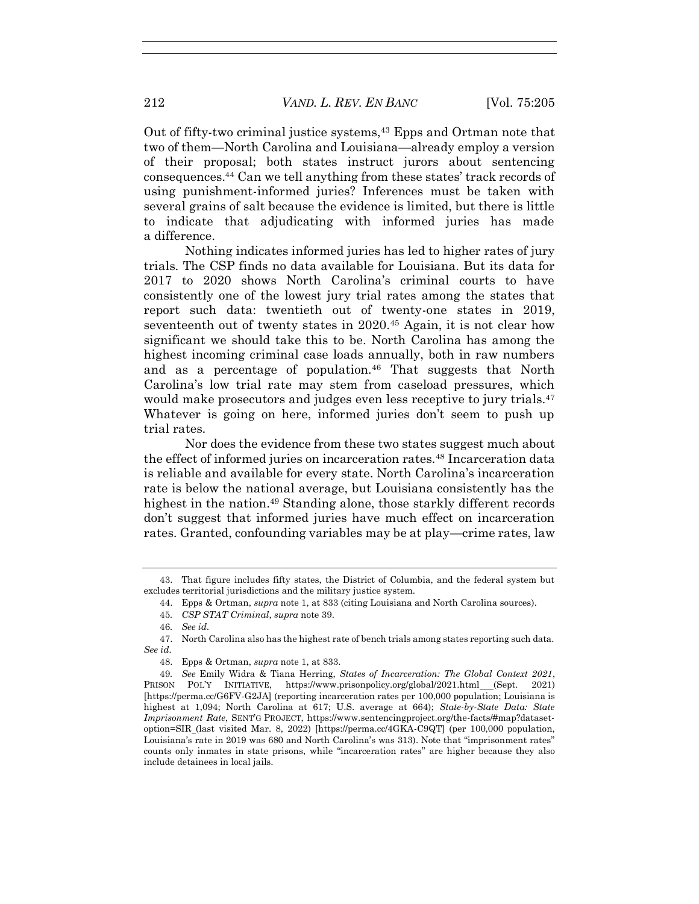Out of fifty-two criminal justice systems,[43] Epps and Ortman note that two of them—North Carolina and Louisiana—already employ a version of their proposal; both states instruct jurors about sentencing consequences.[44] Can we tell anything from these states' track records of using punishment-informed juries? Inferences must be taken with several grains of salt because the evidence is limited, but there is little to indicate that adjudicating with informed juries has made a difference.

Nothing indicates informed juries has led to higher rates of jury trials. The CSP finds no data available for Louisiana. But its data for 2017 to 2020 shows North Carolina's criminal courts to have consistently one of the lowest jury trial rates among the states that report such data: twentieth out of twenty-one states in 2019, seventeenth out of twenty states in 2020.[45] Again, it is not clear how significant we should take this to be. North Carolina has among the highest incoming criminal case loads annually, both in raw numbers and as a percentage of population.[46] That suggests that North Carolina's low trial rate may stem from caseload pressures, which would make prosecutors and judges even less receptive to jury trials.[47] Whatever is going on here, informed juries don't seem to push up trial rates.

Nor does the evidence from these two states suggest much about the effect of informed juries on incarceration rates.[48] Incarceration data is reliable and available for every state. North Carolina's incarceration rate is below the national average, but Louisiana consistently has the highest in the nation.[49] Standing alone, those starkly different records don't suggest that informed juries have much effect on incarceration rates. Granted, confounding variables may be at play—crime rates, law

---

43. That figure includes fifty states, the District of Columbia, and the federal system but excludes territorial jurisdictions and the military justice system.

44. Epps & Ortman, *supra* note 1, at 833 (citing Louisiana and North Carolina sources).

45. *CSP STAT Criminal*, *supra* note 39.

46. *See id.*

47. North Carolina also has the highest rate of bench trials among states reporting such data. *See id.*

48. Epps & Ortman, *supra* note 1, at 833.

49. *See* Emily Widra & Tiana Herring, *States of Incarceration: The Global Context 2021*, PRISON POL'Y INITIATIVE, https://www.prisonpolicy.org/global/2021.html (Sept. 2021) [https://perma.cc/G6FV-G2JA] (reporting incarceration rates per 100,000 population; Louisiana is highest at 1,094; North Carolina at 617; U.S. average at 664); *State-by-State Data: State Imprisonment Rate*, SENT'G PROJECT, https://www.sentencingproject.org/the-facts/#map?dataset-option=SIR (last visited Mar. 8, 2022) [https://perma.cc/4GKA-C9QT] (per 100,000 population, Louisiana's rate in 2019 was 680 and North Carolina's was 313). Note that "imprisonment rates" counts only inmates in state prisons, while "incarceration rates" are higher because they also include detainees in local jails.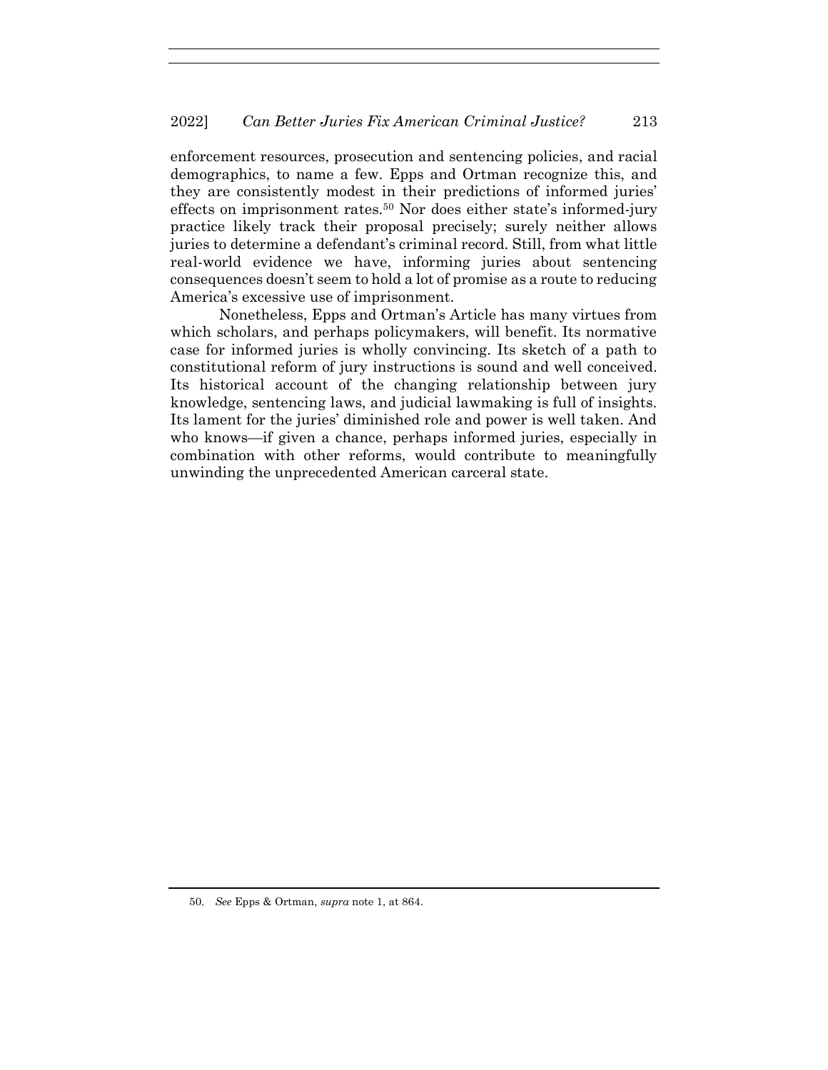enforcement resources, prosecution and sentencing policies, and racial demographics, to name a few. Epps and Ortman recognize this, and they are consistently modest in their predictions of informed juries' effects on imprisonment rates.[50] Nor does either state's informed-jury practice likely track their proposal precisely; surely neither allows juries to determine a defendant's criminal record. Still, from what little real-world evidence we have, informing juries about sentencing consequences doesn't seem to hold a lot of promise as a route to reducing America's excessive use of imprisonment.

Nonetheless, Epps and Ortman's Article has many virtues from which scholars, and perhaps policymakers, will benefit. Its normative case for informed juries is wholly convincing. Its sketch of a path to constitutional reform of jury instructions is sound and well conceived. Its historical account of the changing relationship between jury knowledge, sentencing laws, and judicial lawmaking is full of insights. Its lament for the juries' diminished role and power is well taken. And who knows—if given a chance, perhaps informed juries, especially in combination with other reforms, would contribute to meaningfully unwinding the unprecedented American carceral state.

---

50. *See* Epps & Ortman, *supra* note 1, at 864.